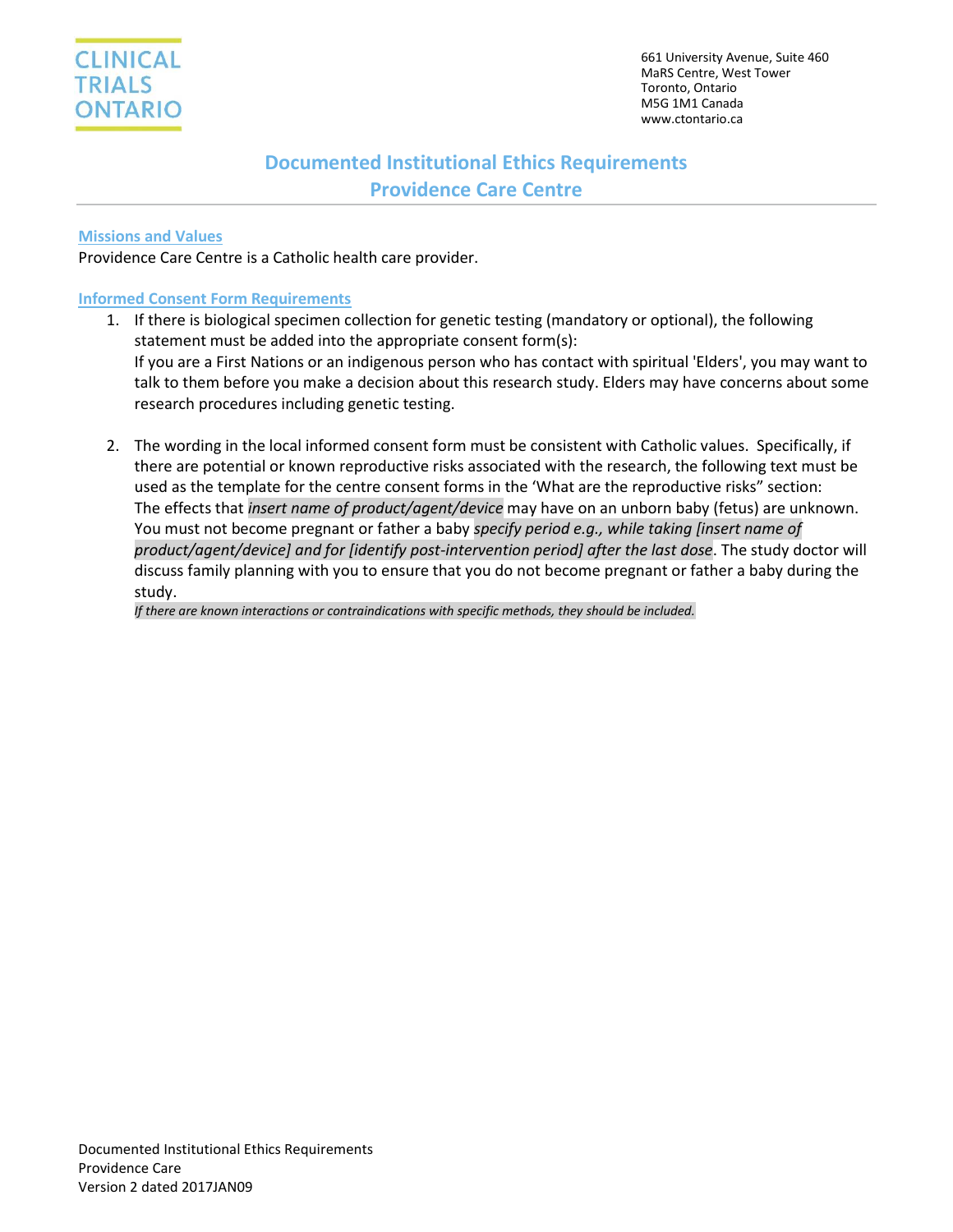CLINICAL TRIALS ONTARIO

661 University Avenue, Suite 460
MaRS Centre, West Tower
Toronto, Ontario
M5G 1M1 Canada
www.ctontario.ca

# Documented Institutional Ethics Requirements
# Providence Care Centre

## Missions and Values

Providence Care Centre is a Catholic health care provider.

## Informed Consent Form Requirements

1. If there is biological specimen collection for genetic testing (mandatory or optional), the following statement must be added into the appropriate consent form(s):
   If you are a First Nations or an indigenous person who has contact with spiritual 'Elders', you may want to talk to them before you make a decision about this research study. Elders may have concerns about some research procedures including genetic testing.

2. The wording in the local informed consent form must be consistent with Catholic values. Specifically, if there are potential or known reproductive risks associated with the research, the following text must be used as the template for the centre consent forms in the 'What are the reproductive risks" section:
   The effects that *insert name of product/agent/device* may have on an unborn baby (fetus) are unknown. You must not become pregnant or father a baby *specify period e.g., while taking [insert name of product/agent/device] and for [identify post-intervention period] after the last dose*. The study doctor will discuss family planning with you to ensure that you do not become pregnant or father a baby during the study.
   *If there are known interactions or contraindications with specific methods, they should be included.*

Documented Institutional Ethics Requirements
Providence Care
Version 2 dated 2017JAN09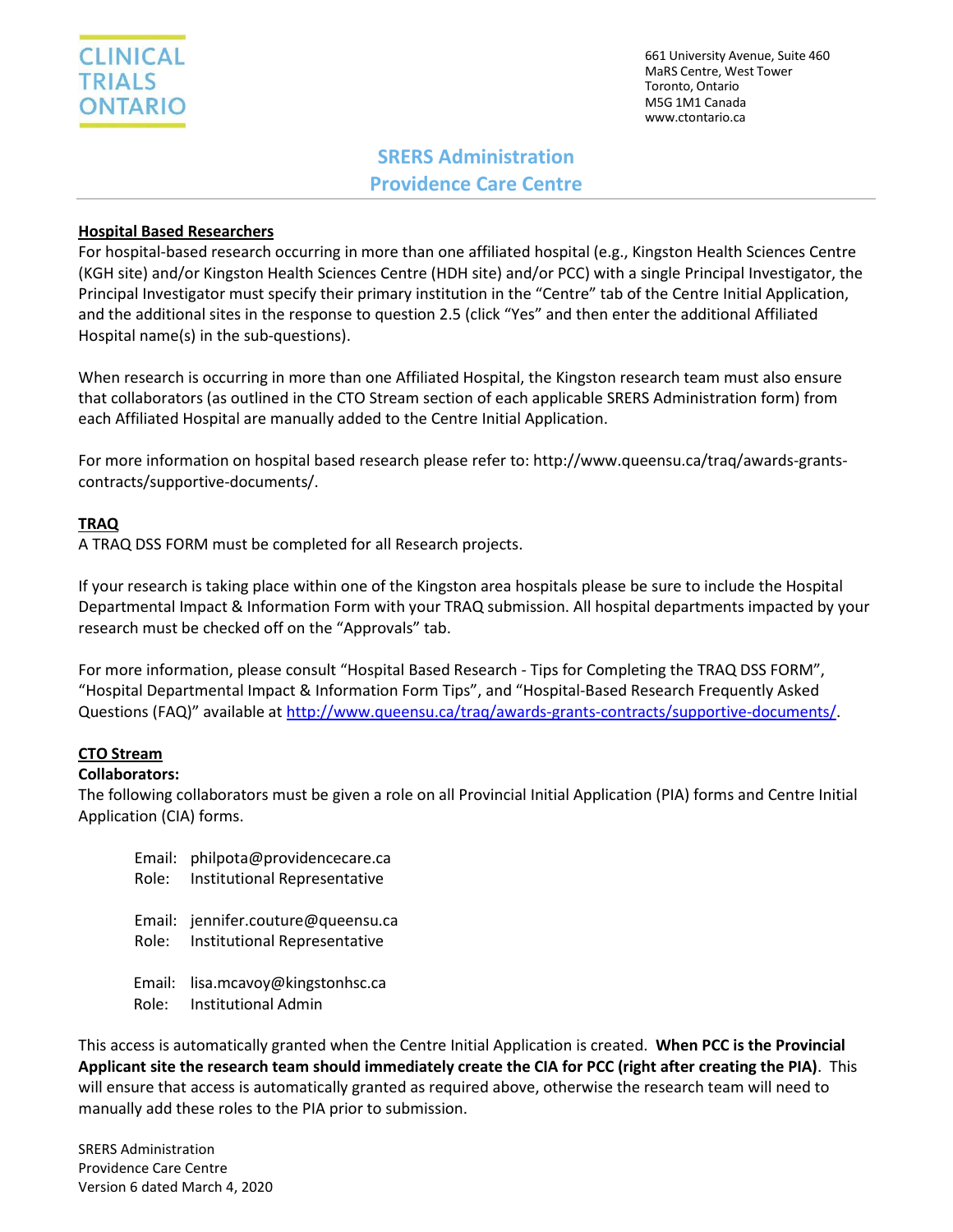CLINICAL TRIALS ONTARIO

661 University Avenue, Suite 460
MaRS Centre, West Tower
Toronto, Ontario
M5G 1M1 Canada
www.ctontario.ca

# SRERS Administration
# Providence Care Centre

**Hospital Based Researchers**

For hospital-based research occurring in more than one affiliated hospital (e.g., Kingston Health Sciences Centre (KGH site) and/or Kingston Health Sciences Centre (HDH site) and/or PCC) with a single Principal Investigator, the Principal Investigator must specify their primary institution in the "Centre" tab of the Centre Initial Application, and the additional sites in the response to question 2.5 (click "Yes" and then enter the additional Affiliated Hospital name(s) in the sub-questions).

When research is occurring in more than one Affiliated Hospital, the Kingston research team must also ensure that collaborators (as outlined in the CTO Stream section of each applicable SRERS Administration form) from each Affiliated Hospital are manually added to the Centre Initial Application.

For more information on hospital based research please refer to: http://www.queensu.ca/traq/awards-grants-contracts/supportive-documents/.

**TRAQ**

A TRAQ DSS FORM must be completed for all Research projects.

If your research is taking place within one of the Kingston area hospitals please be sure to include the Hospital Departmental Impact & Information Form with your TRAQ submission. All hospital departments impacted by your research must be checked off on the "Approvals" tab.

For more information, please consult "Hospital Based Research - Tips for Completing the TRAQ DSS FORM", "Hospital Departmental Impact & Information Form Tips", and "Hospital-Based Research Frequently Asked Questions (FAQ)" available at http://www.queensu.ca/traq/awards-grants-contracts/supportive-documents/.

**CTO Stream**

**Collaborators:**

The following collaborators must be given a role on all Provincial Initial Application (PIA) forms and Centre Initial Application (CIA) forms.

Email: philpota@providencecare.ca
Role: Institutional Representative

Email: jennifer.couture@queensu.ca
Role: Institutional Representative

Email: lisa.mcavoy@kingstonhsc.ca
Role: Institutional Admin

This access is automatically granted when the Centre Initial Application is created. **When PCC is the Provincial Applicant site the research team should immediately create the CIA for PCC (right after creating the PIA)**. This will ensure that access is automatically granted as required above, otherwise the research team will need to manually add these roles to the PIA prior to submission.

SRERS Administration
Providence Care Centre
Version 6 dated March 4, 2020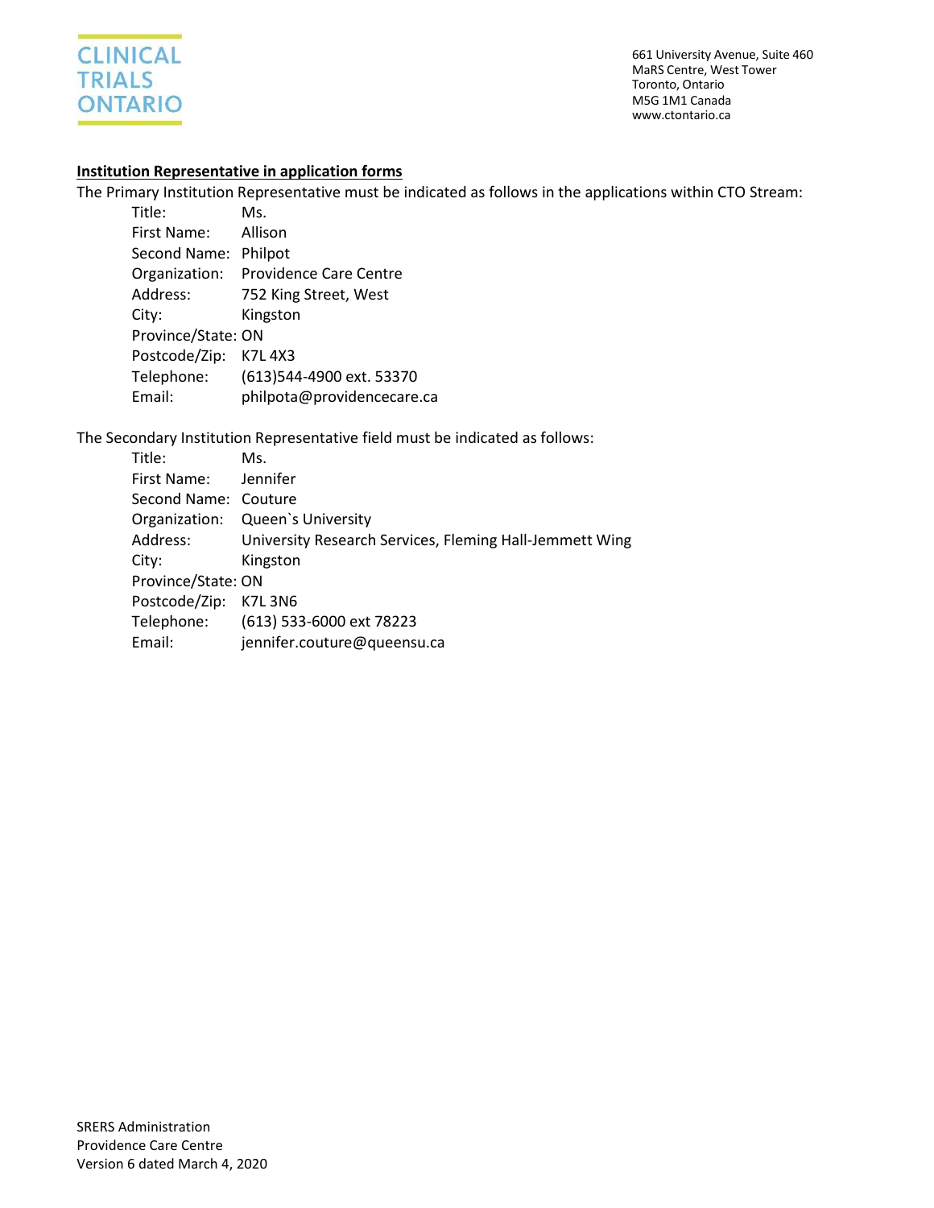## Institution Representative in application forms

The Primary Institution Representative must be indicated as follows in the applications within CTO Stream:

| | |
|---|---|
| Title: | Ms. |
| First Name: | Allison |
| Second Name: | Philpot |
| Organization: | Providence Care Centre |
| Address: | 752 King Street, West |
| City: | Kingston |
| Province/State: | ON |
| Postcode/Zip: | K7L 4X3 |
| Telephone: | (613)544-4900 ext. 53370 |
| Email: | philpota@providencecare.ca |

The Secondary Institution Representative field must be indicated as follows:

| | |
|---|---|
| Title: | Ms. |
| First Name: | Jennifer |
| Second Name: | Couture |
| Organization: | Queen`s University |
| Address: | University Research Services, Fleming Hall-Jemmett Wing |
| City: | Kingston |
| Province/State: | ON |
| Postcode/Zip: | K7L 3N6 |
| Telephone: | (613) 533-6000 ext 78223 |
| Email: | jennifer.couture@queensu.ca |